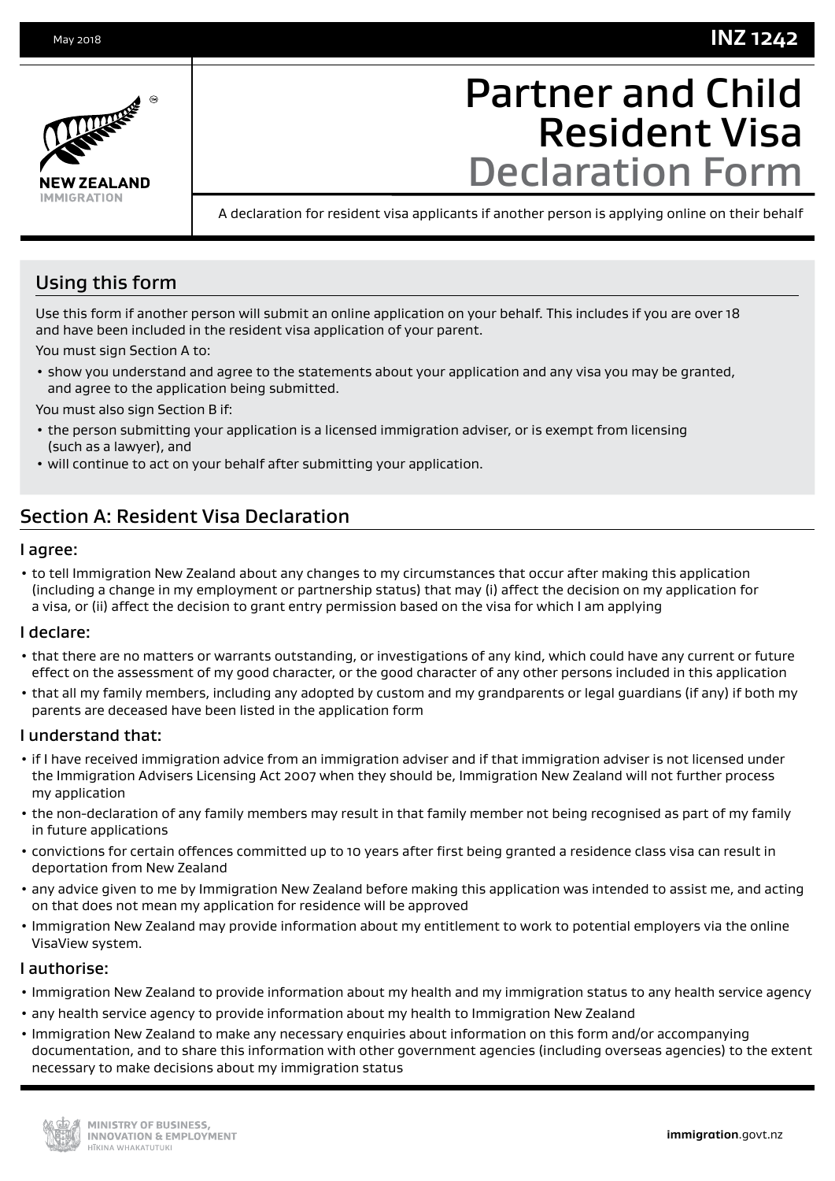May 2018 **INZ 1242**

NEW ZEALAND IMMIGRATION

# Partner and Child Resident Visa Declaration Form

A declaration for resident visa applicants if another person is applying online on their behalf

## Using this form

Use this form if another person will submit an online application on your behalf. This includes if you are over 18 and have been included in the resident visa application of your parent.

You must sign Section A to:

- show you understand and agree to the statements about your application and any visa you may be granted, and agree to the application being submitted.

You must also sign Section B if:

- the person submitting your application is a licensed immigration adviser, or is exempt from licensing (such as a lawyer), and
- will continue to act on your behalf after submitting your application.

## Section A: Resident Visa Declaration

### I agree:

- to tell Immigration New Zealand about any changes to my circumstances that occur after making this application (including a change in my employment or partnership status) that may (i) affect the decision on my application for a visa, or (ii) affect the decision to grant entry permission based on the visa for which I am applying

### I declare:

- that there are no matters or warrants outstanding, or investigations of any kind, which could have any current or future effect on the assessment of my good character, or the good character of any other persons included in this application
- that all my family members, including any adopted by custom and my grandparents or legal guardians (if any) if both my parents are deceased have been listed in the application form

### I understand that:

- if I have received immigration advice from an immigration adviser and if that immigration adviser is not licensed under the Immigration Advisers Licensing Act 2007 when they should be, Immigration New Zealand will not further process my application
- the non-declaration of any family members may result in that family member not being recognised as part of my family in future applications
- convictions for certain offences committed up to 10 years after first being granted a residence class visa can result in deportation from New Zealand
- any advice given to me by Immigration New Zealand before making this application was intended to assist me, and acting on that does not mean my application for residence will be approved
- Immigration New Zealand may provide information about my entitlement to work to potential employers via the online VisaView system.

### I authorise:

- Immigration New Zealand to provide information about my health and my immigration status to any health service agency
- any health service agency to provide information about my health to Immigration New Zealand
- Immigration New Zealand to make any necessary enquiries about information on this form and/or accompanying documentation, and to share this information with other government agencies (including overseas agencies) to the extent necessary to make decisions about my immigration status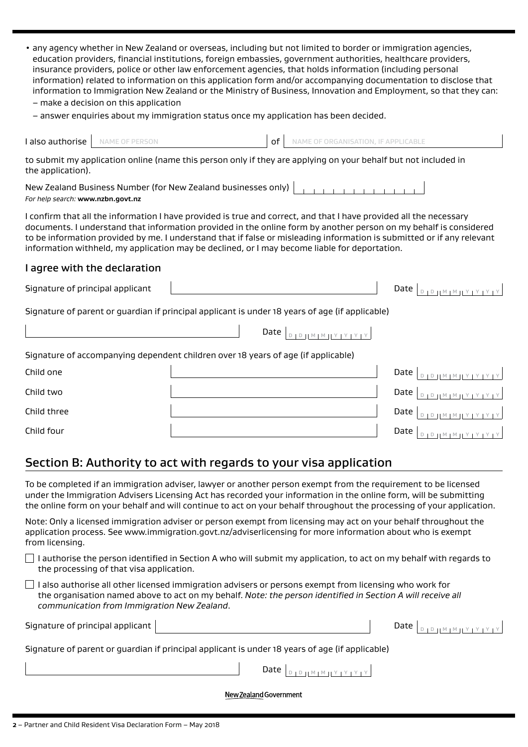- any agency whether in New Zealand or overseas, including but not limited to border or immigration agencies, education providers, financial institutions, foreign embassies, government authorities, healthcare providers, insurance providers, police or other law enforcement agencies, that holds information (including personal information) related to information on this application form and/or accompanying documentation to disclose that information to Immigration New Zealand or the Ministry of Business, Innovation and Employment, so that they can:
  - make a decision on this application
  - answer enquiries about my immigration status once my application has been decided.

I also authorise NAME OF PERSON of NAME OF ORGANISATION, IF APPLICABLE

to submit my application online (name this person only if they are applying on your behalf but not included in the application).

New Zealand Business Number (for New Zealand businesses only)

*For help search:* **www.nzbn.govt.nz**

I confirm that all the information I have provided is true and correct, and that I have provided all the necessary documents. I understand that information provided in the online form by another person on my behalf is considered to be information provided by me. I understand that if false or misleading information is submitted or if any relevant information withheld, my application may be declined, or I may become liable for deportation.

### I agree with the declaration

Signature of principal applicant Date DD MM YYYY

Signature of parent or guardian if principal applicant is under 18 years of age (if applicable)

Date DD MM YYYY

Signature of accompanying dependent children over 18 years of age (if applicable)

Child one Date DD MM YYYY

Child two Date DD MM YYYY

Child three Date DD MM YYYY

Child four Date DD MM YYYY

## Section B: Authority to act with regards to your visa application

To be completed if an immigration adviser, lawyer or another person exempt from the requirement to be licensed under the Immigration Advisers Licensing Act has recorded your information in the online form, will be submitting the online form on your behalf and will continue to act on your behalf throughout the processing of your application.

Note: Only a licensed immigration adviser or person exempt from licensing may act on your behalf throughout the application process. See www.immigration.govt.nz/adviserlicensing for more information about who is exempt from licensing.

☐ I authorise the person identified in Section A who will submit my application, to act on my behalf with regards to the processing of that visa application.

☐ I also authorise all other licensed immigration advisers or persons exempt from licensing who work for the organisation named above to act on my behalf. *Note: the person identified in Section A will receive all communication from Immigration New Zealand*.

Signature of principal applicant Date DD MM YYYY

Signature of parent or guardian if principal applicant is under 18 years of age (if applicable)

Date DD MM YYYY

New Zealand Government